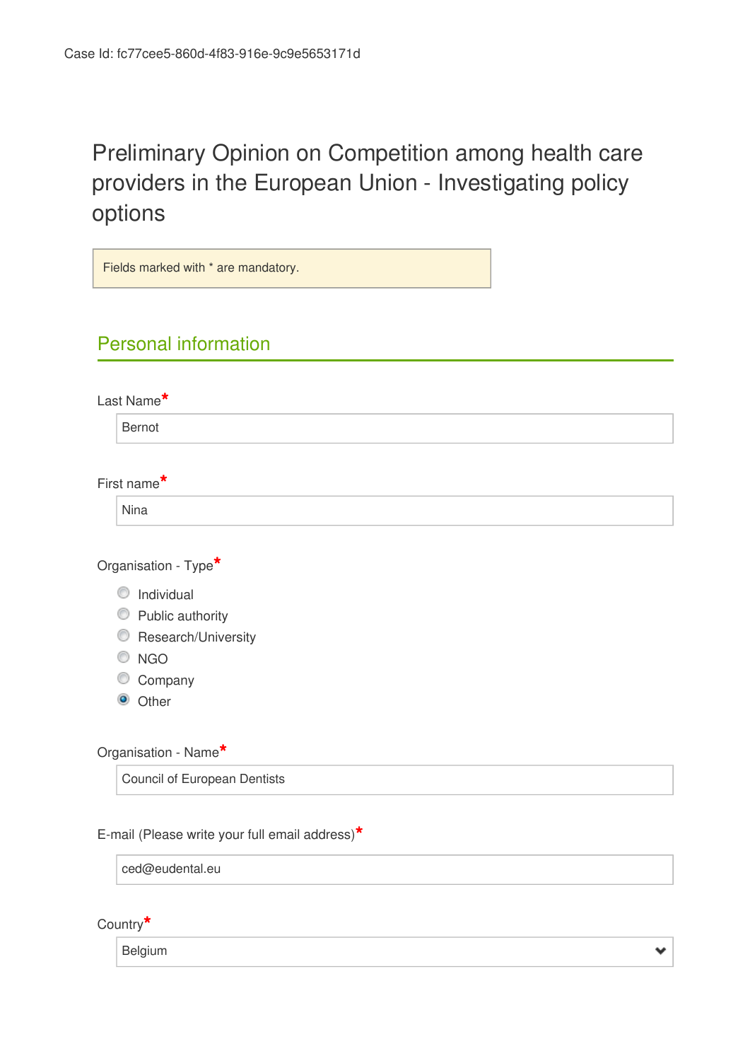Case Id: fc77cee5-860d-4f83-916e-9c9e5653171d

# Preliminary Opinion on Competition among health care providers in the European Union - Investigating policy options

Fields marked with * are mandatory.

## Personal information

Last Name*

Bernot

First name*

Nina

Organisation - Type*

- ○ Individual
- ○ Public authority
- ○ Research/University
- ○ NGO
- ○ Company
- ● Other

Organisation - Name*

Council of European Dentists

E-mail (Please write your full email address)*

ced@eudental.eu

Country*

Belgium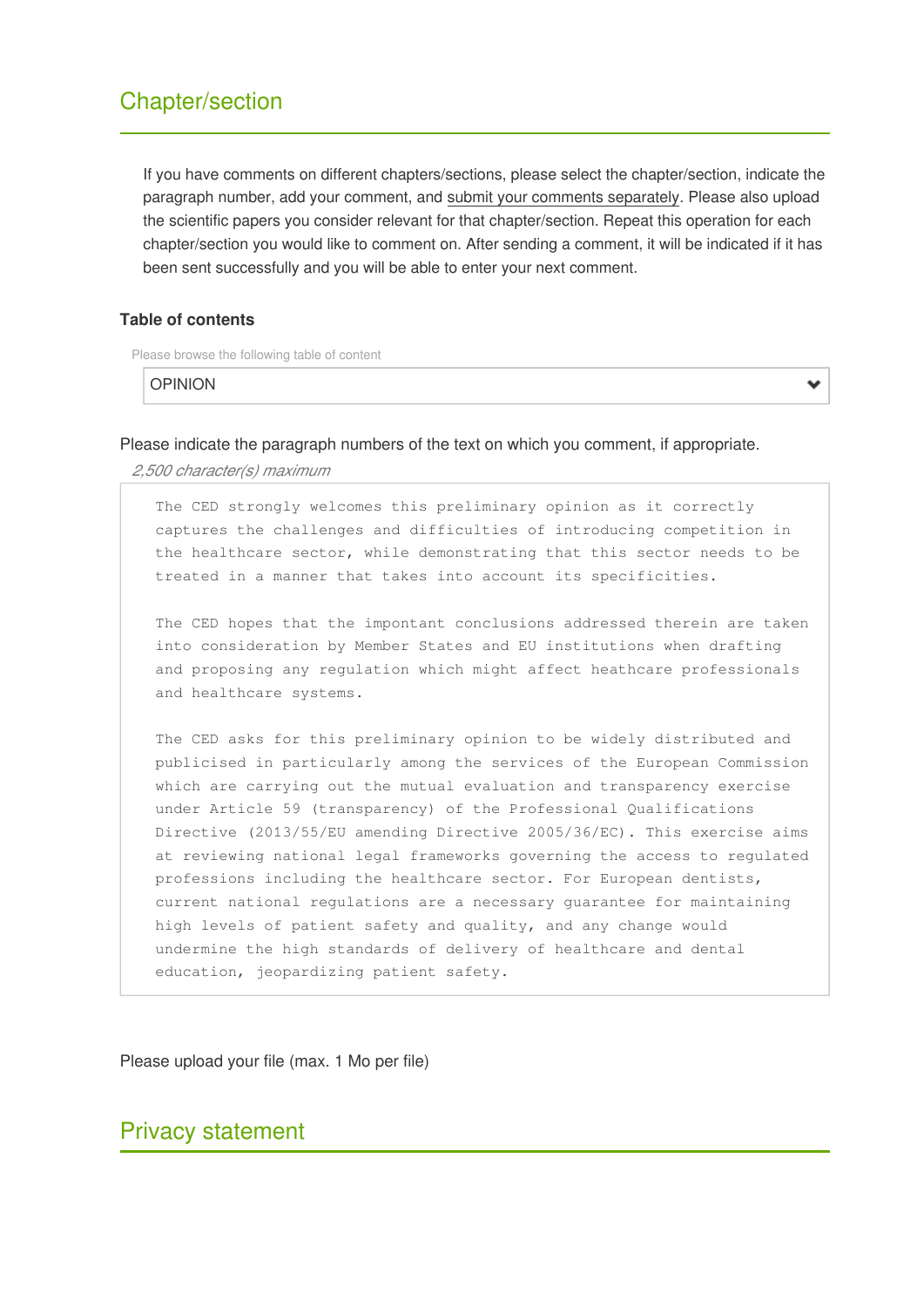## Chapter/section

If you have comments on different chapters/sections, please select the chapter/section, indicate the paragraph number, add your comment, and submit your comments separately. Please also upload the scientific papers you consider relevant for that chapter/section. Repeat this operation for each chapter/section you would like to comment on. After sending a comment, it will be indicated if it has been sent successfully and you will be able to enter your next comment.

**Table of contents**

Please browse the following table of content

OPINION

Please indicate the paragraph numbers of the text on which you comment, if appropriate.

*2,500 character(s) maximum*

The CED strongly welcomes this preliminary opinion as it correctly captures the challenges and difficulties of introducing competition in the healthcare sector, while demonstrating that this sector needs to be treated in a manner that takes into account its specificities.

The CED hopes that the important conclusions addressed therein are taken into consideration by Member States and EU institutions when drafting and proposing any regulation which might affect heathcare professionals and healthcare systems.

The CED asks for this preliminary opinion to be widely distributed and publicised in particularly among the services of the European Commission which are carrying out the mutual evaluation and transparency exercise under Article 59 (transparency) of the Professional Qualifications Directive (2013/55/EU amending Directive 2005/36/EC). This exercise aims at reviewing national legal frameworks governing the access to regulated professions including the healthcare sector. For European dentists, current national regulations are a necessary guarantee for maintaining high levels of patient safety and quality, and any change would undermine the high standards of delivery of healthcare and dental education, jeopardizing patient safety.

Please upload your file (max. 1 Mo per file)

## Privacy statement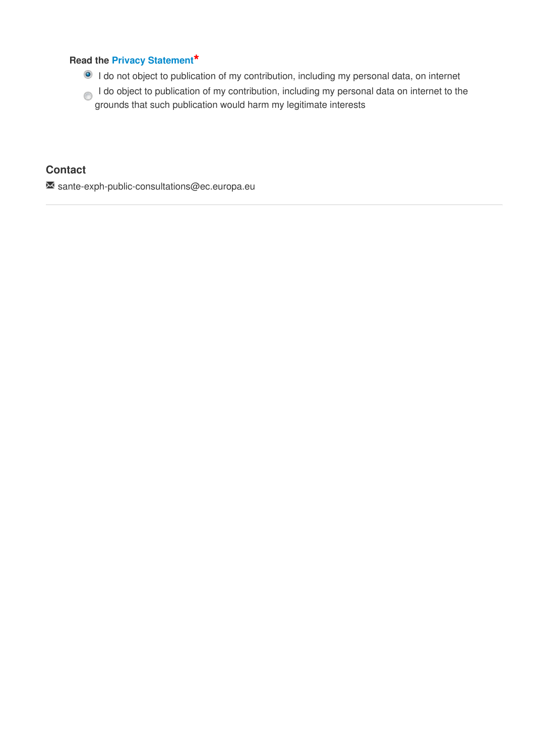**Read the Privacy Statement***

- (selected) I do not object to publication of my contribution, including my personal data, on internet
- I do object to publication of my contribution, including my personal data on internet to the grounds that such publication would harm my legitimate interests

## Contact

✉ sante-exph-public-consultations@ec.europa.eu